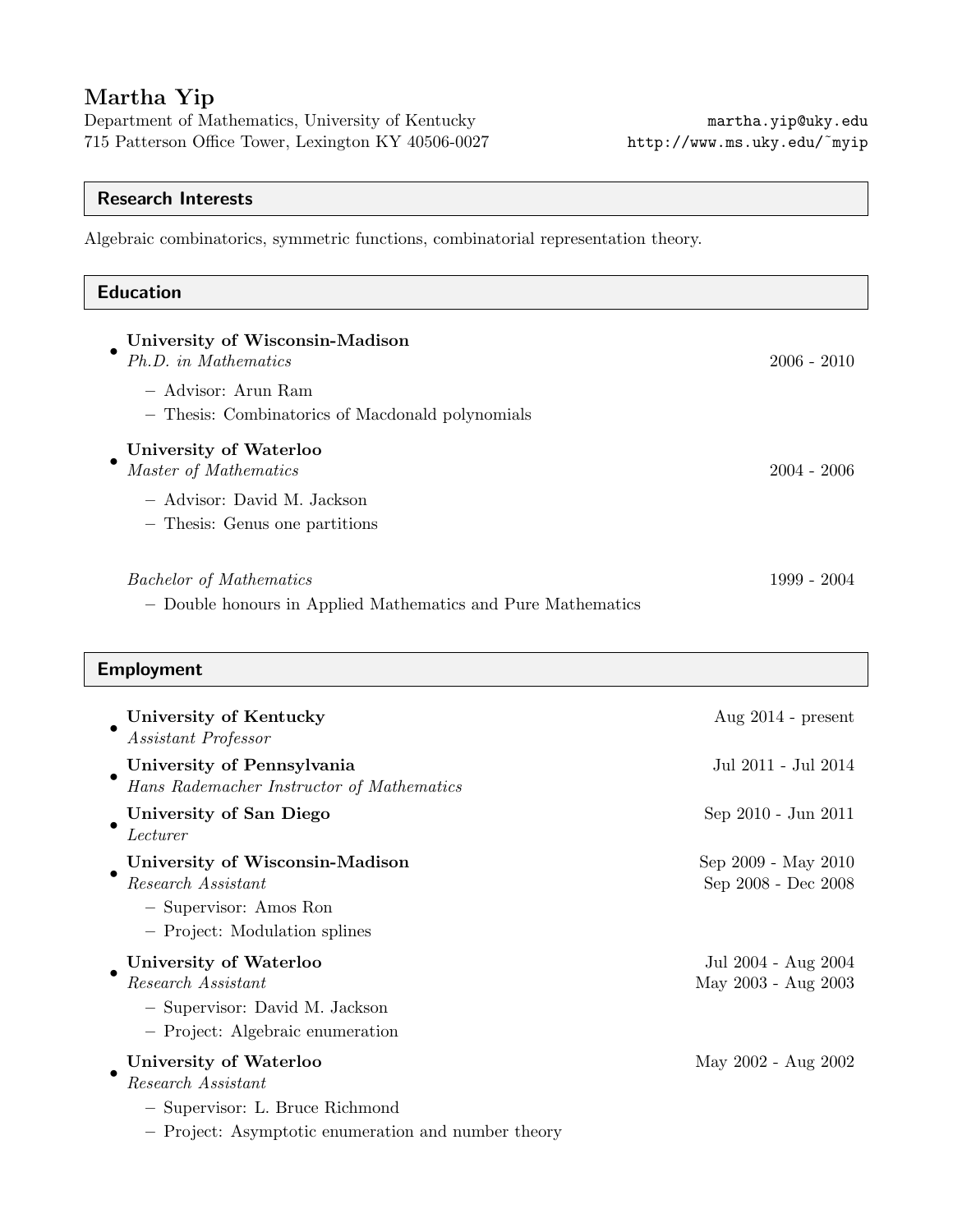# Martha Yip

Department of Mathematics, University of Kentucky
715 Patterson Office Tower, Lexington KY 40506-0027

martha.yip@uky.edu
http://www.ms.uky.edu/~myip

## Research Interests

Algebraic combinatorics, symmetric functions, combinatorial representation theory.

## Education

- **University of Wisconsin-Madison**
  *Ph.D. in Mathematics* — 2006 - 2010
  - Advisor: Arun Ram
  - Thesis: Combinatorics of Macdonald polynomials

- **University of Waterloo**
  *Master of Mathematics* — 2004 - 2006
  - Advisor: David M. Jackson
  - Thesis: Genus one partitions

  *Bachelor of Mathematics* — 1999 - 2004
  - Double honours in Applied Mathematics and Pure Mathematics

## Employment

- **University of Kentucky** — Aug 2014 - present
  *Assistant Professor*

- **University of Pennsylvania** — Jul 2011 - Jul 2014
  *Hans Rademacher Instructor of Mathematics*

- **University of San Diego** — Sep 2010 - Jun 2011
  *Lecturer*

- **University of Wisconsin-Madison** — Sep 2009 - May 2010
  *Research Assistant* — Sep 2008 - Dec 2008
  - Supervisor: Amos Ron
  - Project: Modulation splines

- **University of Waterloo** — Jul 2004 - Aug 2004
  *Research Assistant* — May 2003 - Aug 2003
  - Supervisor: David M. Jackson
  - Project: Algebraic enumeration

- **University of Waterloo** — May 2002 - Aug 2002
  *Research Assistant*
  - Supervisor: L. Bruce Richmond
  - Project: Asymptotic enumeration and number theory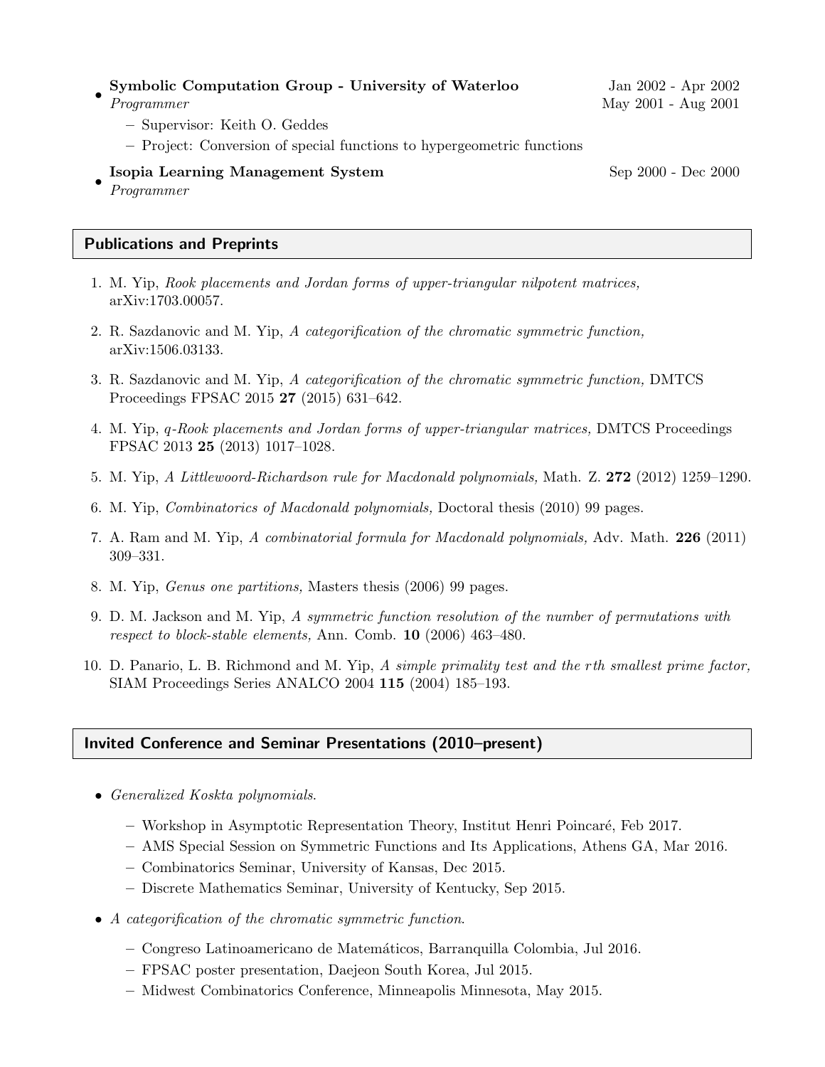- **Symbolic Computation Group - University of Waterloo** Jan 2002 - Apr 2002
  *Programmer* May 2001 - Aug 2001
  - Supervisor: Keith O. Geddes
  - Project: Conversion of special functions to hypergeometric functions
- **Isopia Learning Management System** Sep 2000 - Dec 2000
  *Programmer*

## Publications and Preprints

1. M. Yip, *Rook placements and Jordan forms of upper-triangular nilpotent matrices,* arXiv:1703.00057.
2. R. Sazdanovic and M. Yip, *A categorification of the chromatic symmetric function,* arXiv:1506.03133.
3. R. Sazdanovic and M. Yip, *A categorification of the chromatic symmetric function,* DMTCS Proceedings FPSAC 2015 **27** (2015) 631–642.
4. M. Yip, *q-Rook placements and Jordan forms of upper-triangular matrices,* DMTCS Proceedings FPSAC 2013 **25** (2013) 1017–1028.
5. M. Yip, *A Littlewoord-Richardson rule for Macdonald polynomials,* Math. Z. **272** (2012) 1259–1290.
6. M. Yip, *Combinatorics of Macdonald polynomials,* Doctoral thesis (2010) 99 pages.
7. A. Ram and M. Yip, *A combinatorial formula for Macdonald polynomials,* Adv. Math. **226** (2011) 309–331.
8. M. Yip, *Genus one partitions,* Masters thesis (2006) 99 pages.
9. D. M. Jackson and M. Yip, *A symmetric function resolution of the number of permutations with respect to block-stable elements,* Ann. Comb. **10** (2006) 463–480.
10. D. Panario, L. B. Richmond and M. Yip, *A simple primality test and the $r$th smallest prime factor,* SIAM Proceedings Series ANALCO 2004 **115** (2004) 185–193.

## Invited Conference and Seminar Presentations (2010–present)

- *Generalized Koskta polynomials*.
  - Workshop in Asymptotic Representation Theory, Institut Henri Poincaré, Feb 2017.
  - AMS Special Session on Symmetric Functions and Its Applications, Athens GA, Mar 2016.
  - Combinatorics Seminar, University of Kansas, Dec 2015.
  - Discrete Mathematics Seminar, University of Kentucky, Sep 2015.
- *A categorification of the chromatic symmetric function*.
  - Congreso Latinoamericano de Matemáticos, Barranquilla Colombia, Jul 2016.
  - FPSAC poster presentation, Daejeon South Korea, Jul 2015.
  - Midwest Combinatorics Conference, Minneapolis Minnesota, May 2015.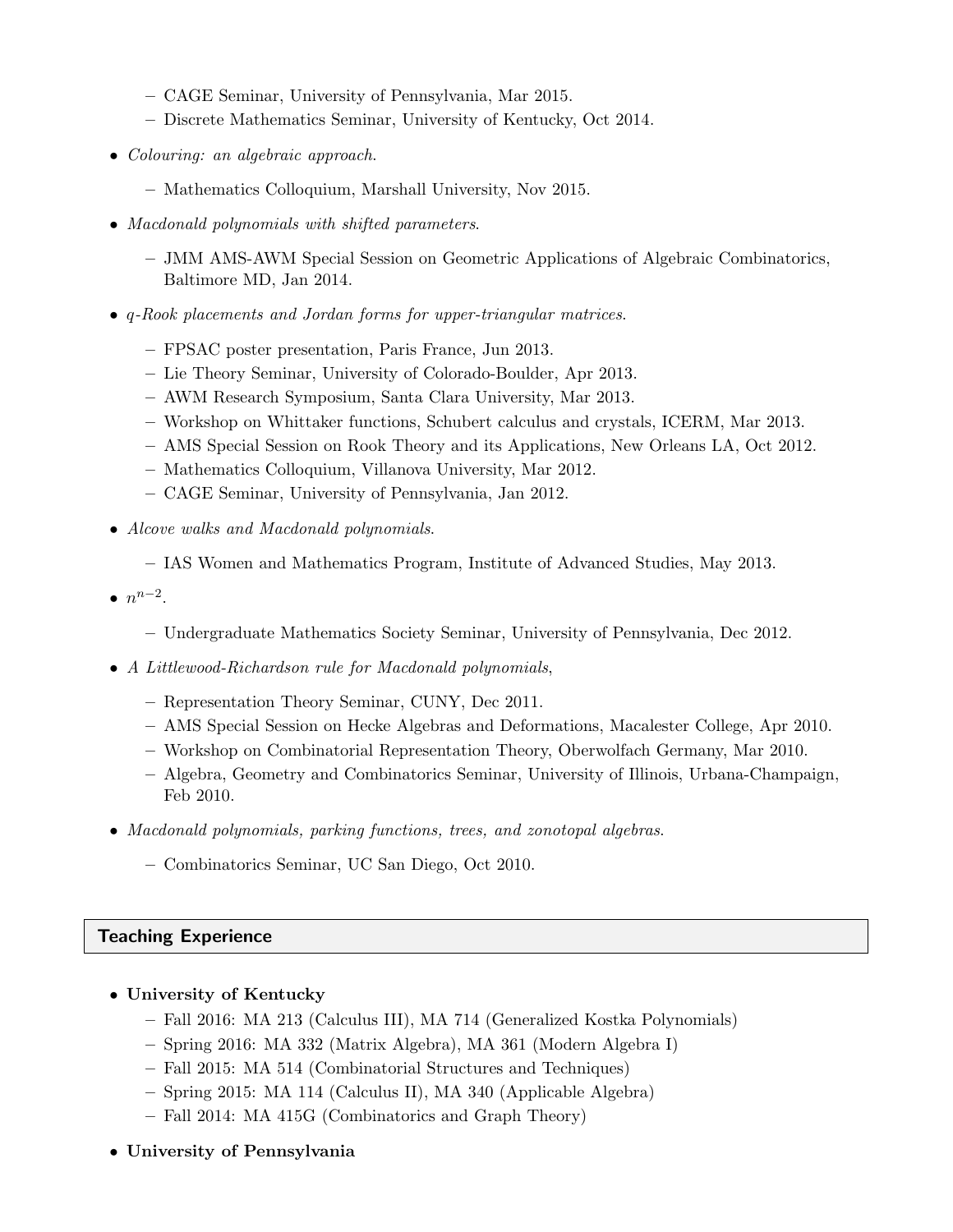- CAGE Seminar, University of Pennsylvania, Mar 2015.
  - Discrete Mathematics Seminar, University of Kentucky, Oct 2014.

- *Colouring: an algebraic approach.*
  - Mathematics Colloquium, Marshall University, Nov 2015.

- *Macdonald polynomials with shifted parameters.*
  - JMM AMS-AWM Special Session on Geometric Applications of Algebraic Combinatorics, Baltimore MD, Jan 2014.

- *q-Rook placements and Jordan forms for upper-triangular matrices.*
  - FPSAC poster presentation, Paris France, Jun 2013.
  - Lie Theory Seminar, University of Colorado-Boulder, Apr 2013.
  - AWM Research Symposium, Santa Clara University, Mar 2013.
  - Workshop on Whittaker functions, Schubert calculus and crystals, ICERM, Mar 2013.
  - AMS Special Session on Rook Theory and its Applications, New Orleans LA, Oct 2012.
  - Mathematics Colloquium, Villanova University, Mar 2012.
  - CAGE Seminar, University of Pennsylvania, Jan 2012.

- *Alcove walks and Macdonald polynomials.*
  - IAS Women and Mathematics Program, Institute of Advanced Studies, May 2013.

- $n^{n-2}$.
  - Undergraduate Mathematics Society Seminar, University of Pennsylvania, Dec 2012.

- *A Littlewood-Richardson rule for Macdonald polynomials*,
  - Representation Theory Seminar, CUNY, Dec 2011.
  - AMS Special Session on Hecke Algebras and Deformations, Macalester College, Apr 2010.
  - Workshop on Combinatorial Representation Theory, Oberwolfach Germany, Mar 2010.
  - Algebra, Geometry and Combinatorics Seminar, University of Illinois, Urbana-Champaign, Feb 2010.

- *Macdonald polynomials, parking functions, trees, and zonotopal algebras.*
  - Combinatorics Seminar, UC San Diego, Oct 2010.

## Teaching Experience

- **University of Kentucky**
  - Fall 2016: MA 213 (Calculus III), MA 714 (Generalized Kostka Polynomials)
  - Spring 2016: MA 332 (Matrix Algebra), MA 361 (Modern Algebra I)
  - Fall 2015: MA 514 (Combinatorial Structures and Techniques)
  - Spring 2015: MA 114 (Calculus II), MA 340 (Applicable Algebra)
  - Fall 2014: MA 415G (Combinatorics and Graph Theory)

- **University of Pennsylvania**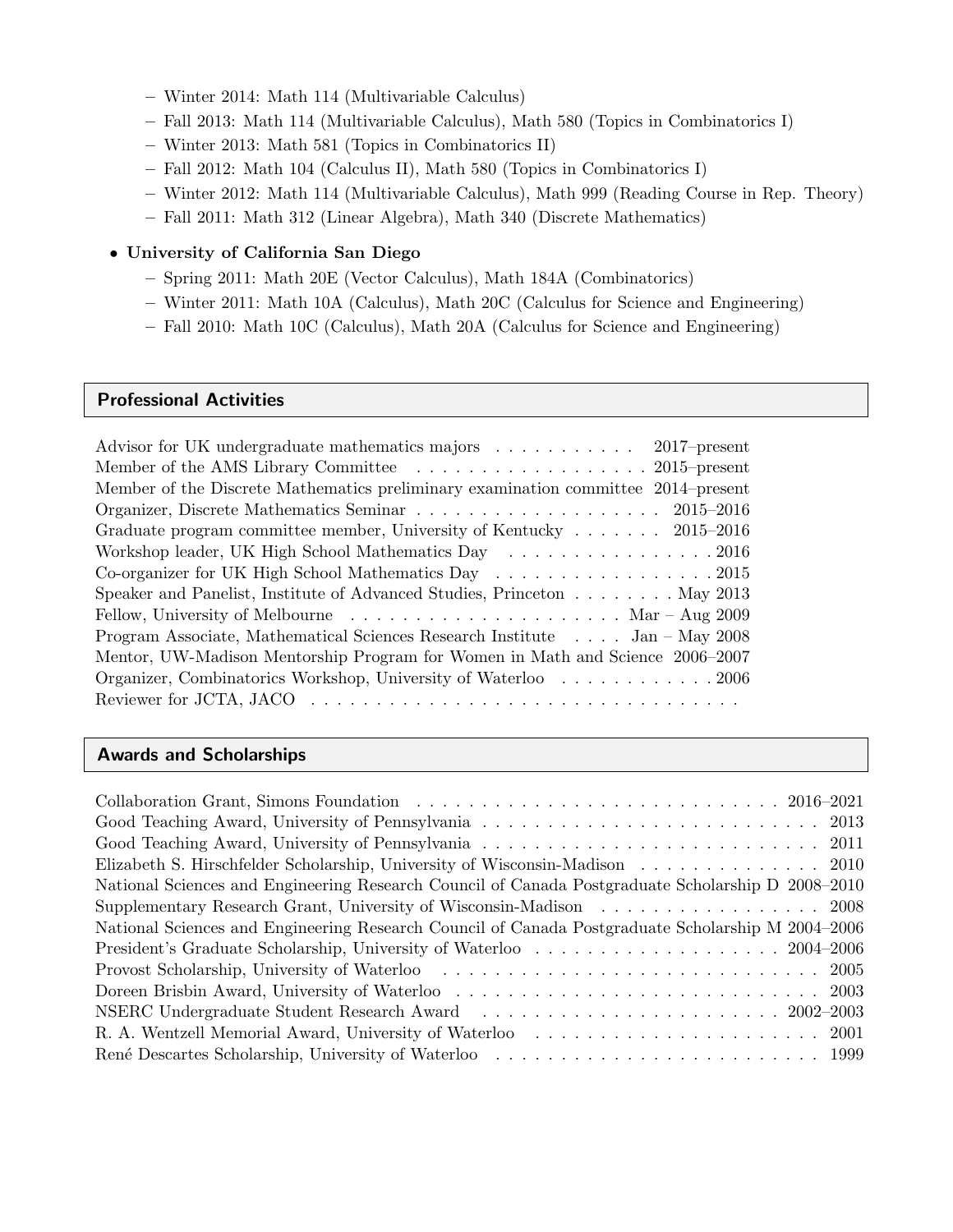- Winter 2014: Math 114 (Multivariable Calculus)
  - Fall 2013: Math 114 (Multivariable Calculus), Math 580 (Topics in Combinatorics I)
  - Winter 2013: Math 581 (Topics in Combinatorics II)
  - Fall 2012: Math 104 (Calculus II), Math 580 (Topics in Combinatorics I)
  - Winter 2012: Math 114 (Multivariable Calculus), Math 999 (Reading Course in Rep. Theory)
  - Fall 2011: Math 312 (Linear Algebra), Math 340 (Discrete Mathematics)

- **University of California San Diego**
  - Spring 2011: Math 20E (Vector Calculus), Math 184A (Combinatorics)
  - Winter 2011: Math 10A (Calculus), Math 20C (Calculus for Science and Engineering)
  - Fall 2010: Math 10C (Calculus), Math 20A (Calculus for Science and Engineering)

## Professional Activities

Advisor for UK undergraduate mathematics majors . . . . . . . . . . . 2017–present
Member of the AMS Library Committee . . . . . . . . . . . . . . . . . . 2015–present
Member of the Discrete Mathematics preliminary examination committee 2014–present
Organizer, Discrete Mathematics Seminar . . . . . . . . . . . . . . . . . . 2015–2016
Graduate program committee member, University of Kentucky . . . . . . . 2015–2016
Workshop leader, UK High School Mathematics Day . . . . . . . . . . . . . . . . 2016
Co-organizer for UK High School Mathematics Day . . . . . . . . . . . . . . . . 2015
Speaker and Panelist, Institute of Advanced Studies, Princeton . . . . . . . . May 2013
Fellow, University of Melbourne . . . . . . . . . . . . . . . . . . . . . Mar – Aug 2009
Program Associate, Mathematical Sciences Research Institute . . . . Jan – May 2008
Mentor, UW-Madison Mentorship Program for Women in Math and Science 2006–2007
Organizer, Combinatorics Workshop, University of Waterloo . . . . . . . . . . . . 2006
Reviewer for JCTA, JACO . . . . . . . . . . . . . . . . . . . . . . . . . . . . . . . . .

## Awards and Scholarships

Collaboration Grant, Simons Foundation . . . . . . . . . . . . . . . . . . . . . . . . . . . 2016–2021
Good Teaching Award, University of Pennsylvania . . . . . . . . . . . . . . . . . . . . . . . . . . 2013
Good Teaching Award, University of Pennsylvania . . . . . . . . . . . . . . . . . . . . . . . . . . 2011
Elizabeth S. Hirschfelder Scholarship, University of Wisconsin-Madison . . . . . . . . . . . . . 2010
National Sciences and Engineering Research Council of Canada Postgraduate Scholarship D 2008–2010
Supplementary Research Grant, University of Wisconsin-Madison . . . . . . . . . . . . . . . . . 2008
National Sciences and Engineering Research Council of Canada Postgraduate Scholarship M 2004–2006
President's Graduate Scholarship, University of Waterloo . . . . . . . . . . . . . . . . . . . 2004–2006
Provost Scholarship, University of Waterloo . . . . . . . . . . . . . . . . . . . . . . . . . . . . 2005
Doreen Brisbin Award, University of Waterloo . . . . . . . . . . . . . . . . . . . . . . . . . . . 2003
NSERC Undergraduate Student Research Award . . . . . . . . . . . . . . . . . . . . . . . . 2002–2003
R. A. Wentzell Memorial Award, University of Waterloo . . . . . . . . . . . . . . . . . . . . . . 2001
René Descartes Scholarship, University of Waterloo . . . . . . . . . . . . . . . . . . . . . . . . 1999